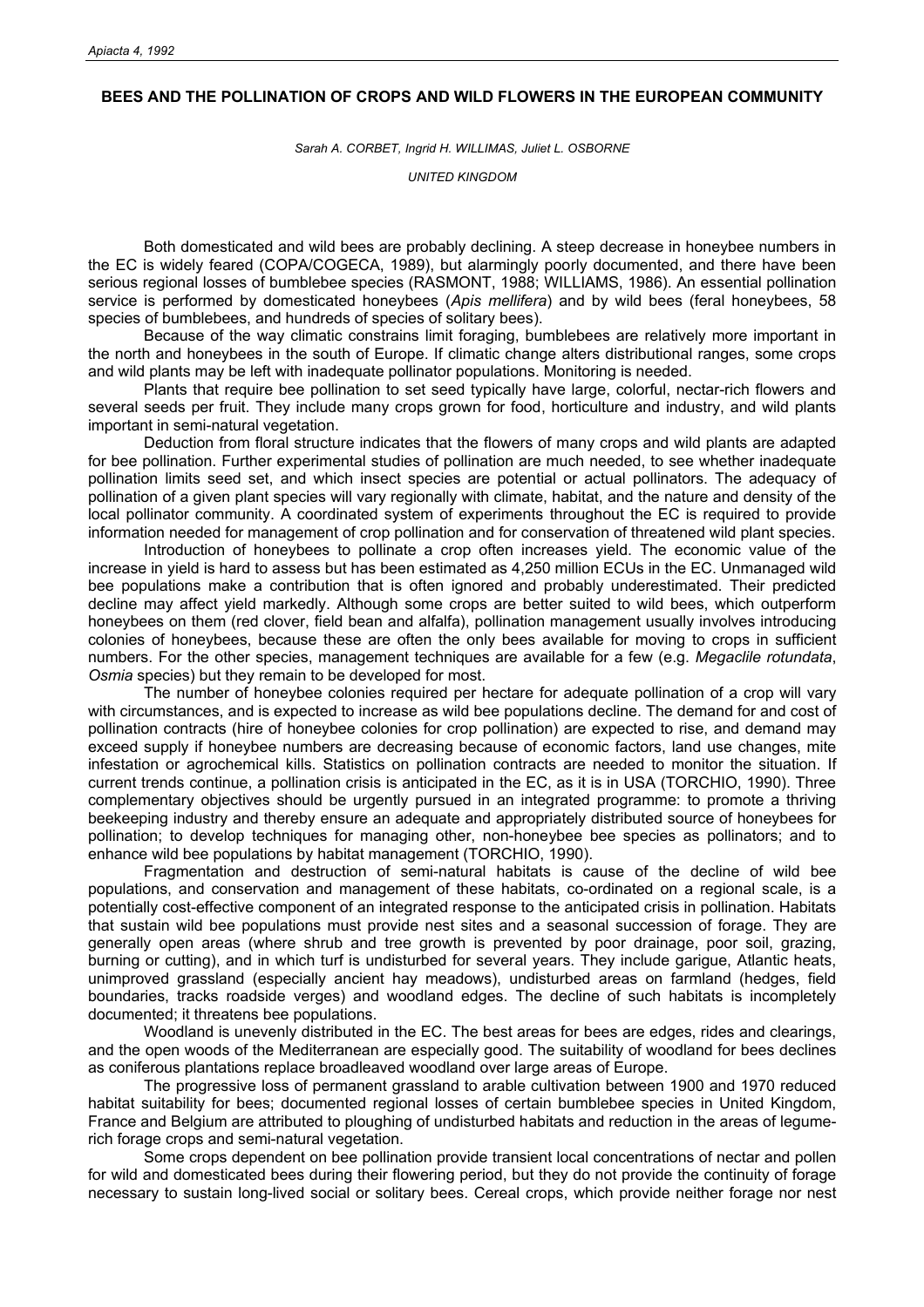# BEES AND THE POLLINATION OF CROPS AND WILD FLOWERS IN THE EUROPEAN COMMUNITY

*Sarah A. CORBET, Ingrid H. WILLIMAS, Juliet L. OSBORNE*

*UNITED KINGDOM*

Both domesticated and wild bees are probably declining. A steep decrease in honeybee numbers in the EC is widely feared (COPA/COGECA, 1989), but alarmingly poorly documented, and there have been serious regional losses of bumblebee species (RASMONT, 1988; WILLIAMS, 1986). An essential pollination service is performed by domesticated honeybees (*Apis mellifera*) and by wild bees (feral honeybees, 58 species of bumblebees, and hundreds of species of solitary bees).

Because of the way climatic constrains limit foraging, bumblebees are relatively more important in the north and honeybees in the south of Europe. If climatic change alters distributional ranges, some crops and wild plants may be left with inadequate pollinator populations. Monitoring is needed.

Plants that require bee pollination to set seed typically have large, colorful, nectar-rich flowers and several seeds per fruit. They include many crops grown for food, horticulture and industry, and wild plants important in semi-natural vegetation.

Deduction from floral structure indicates that the flowers of many crops and wild plants are adapted for bee pollination. Further experimental studies of pollination are much needed, to see whether inadequate pollination limits seed set, and which insect species are potential or actual pollinators. The adequacy of pollination of a given plant species will vary regionally with climate, habitat, and the nature and density of the local pollinator community. A coordinated system of experiments throughout the EC is required to provide information needed for management of crop pollination and for conservation of threatened wild plant species.

Introduction of honeybees to pollinate a crop often increases yield. The economic value of the increase in yield is hard to assess but has been estimated as 4,250 million ECUs in the EC. Unmanaged wild bee populations make a contribution that is often ignored and probably underestimated. Their predicted decline may affect yield markedly. Although some crops are better suited to wild bees, which outperform honeybees on them (red clover, field bean and alfalfa), pollination management usually involves introducing colonies of honeybees, because these are often the only bees available for moving to crops in sufficient numbers. For the other species, management techniques are available for a few (e.g. *Megaclile rotundata*, *Osmia* species) but they remain to be developed for most.

The number of honeybee colonies required per hectare for adequate pollination of a crop will vary with circumstances, and is expected to increase as wild bee populations decline. The demand for and cost of pollination contracts (hire of honeybee colonies for crop pollination) are expected to rise, and demand may exceed supply if honeybee numbers are decreasing because of economic factors, land use changes, mite infestation or agrochemical kills. Statistics on pollination contracts are needed to monitor the situation. If current trends continue, a pollination crisis is anticipated in the EC, as it is in USA (TORCHIO, 1990). Three complementary objectives should be urgently pursued in an integrated programme: to promote a thriving beekeeping industry and thereby ensure an adequate and appropriately distributed source of honeybees for pollination; to develop techniques for managing other, non-honeybee bee species as pollinators; and to enhance wild bee populations by habitat management (TORCHIO, 1990).

Fragmentation and destruction of semi-natural habitats is cause of the decline of wild bee populations, and conservation and management of these habitats, co-ordinated on a regional scale, is a potentially cost-effective component of an integrated response to the anticipated crisis in pollination. Habitats that sustain wild bee populations must provide nest sites and a seasonal succession of forage. They are generally open areas (where shrub and tree growth is prevented by poor drainage, poor soil, grazing, burning or cutting), and in which turf is undisturbed for several years. They include garigue, Atlantic heats, unimproved grassland (especially ancient hay meadows), undisturbed areas on farmland (hedges, field boundaries, tracks roadside verges) and woodland edges. The decline of such habitats is incompletely documented; it threatens bee populations.

Woodland is unevenly distributed in the EC. The best areas for bees are edges, rides and clearings, and the open woods of the Mediterranean are especially good. The suitability of woodland for bees declines as coniferous plantations replace broadleaved woodland over large areas of Europe.

The progressive loss of permanent grassland to arable cultivation between 1900 and 1970 reduced habitat suitability for bees; documented regional losses of certain bumblebee species in United Kingdom, France and Belgium are attributed to ploughing of undisturbed habitats and reduction in the areas of legume-rich forage crops and semi-natural vegetation.

Some crops dependent on bee pollination provide transient local concentrations of nectar and pollen for wild and domesticated bees during their flowering period, but they do not provide the continuity of forage necessary to sustain long-lived social or solitary bees. Cereal crops, which provide neither forage nor nest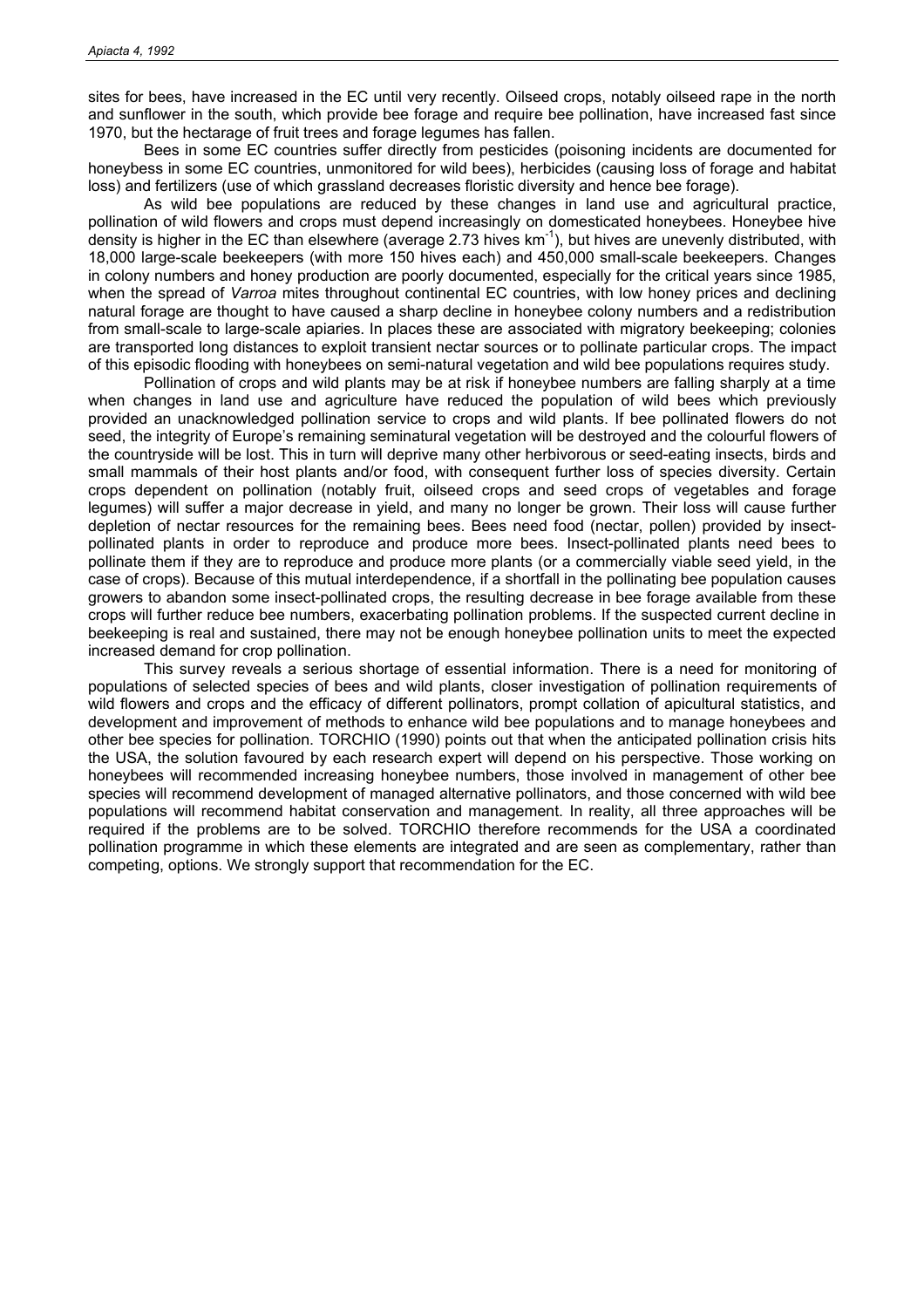sites for bees, have increased in the EC until very recently. Oilseed crops, notably oilseed rape in the north and sunflower in the south, which provide bee forage and require bee pollination, have increased fast since 1970, but the hectarage of fruit trees and forage legumes has fallen.

Bees in some EC countries suffer directly from pesticides (poisoning incidents are documented for honeybess in some EC countries, unmonitored for wild bees), herbicides (causing loss of forage and habitat loss) and fertilizers (use of which grassland decreases floristic diversity and hence bee forage).

As wild bee populations are reduced by these changes in land use and agricultural practice, pollination of wild flowers and crops must depend increasingly on domesticated honeybees. Honeybee hive density is higher in the EC than elsewhere (average 2.73 hives $km^{-1}$), but hives are unevenly distributed, with 18,000 large-scale beekeepers (with more 150 hives each) and 450,000 small-scale beekeepers. Changes in colony numbers and honey production are poorly documented, especially for the critical years since 1985, when the spread of *Varroa* mites throughout continental EC countries, with low honey prices and declining natural forage are thought to have caused a sharp decline in honeybee colony numbers and a redistribution from small-scale to large-scale apiaries. In places these are associated with migratory beekeeping; colonies are transported long distances to exploit transient nectar sources or to pollinate particular crops. The impact of this episodic flooding with honeybees on semi-natural vegetation and wild bee populations requires study.

Pollination of crops and wild plants may be at risk if honeybee numbers are falling sharply at a time when changes in land use and agriculture have reduced the population of wild bees which previously provided an unacknowledged pollination service to crops and wild plants. If bee pollinated flowers do not seed, the integrity of Europe's remaining seminatural vegetation will be destroyed and the colourful flowers of the countryside will be lost. This in turn will deprive many other herbivorous or seed-eating insects, birds and small mammals of their host plants and/or food, with consequent further loss of species diversity. Certain crops dependent on pollination (notably fruit, oilseed crops and seed crops of vegetables and forage legumes) will suffer a major decrease in yield, and many no longer be grown. Their loss will cause further depletion of nectar resources for the remaining bees. Bees need food (nectar, pollen) provided by insect-pollinated plants in order to reproduce and produce more bees. Insect-pollinated plants need bees to pollinate them if they are to reproduce and produce more plants (or a commercially viable seed yield, in the case of crops). Because of this mutual interdependence, if a shortfall in the pollinating bee population causes growers to abandon some insect-pollinated crops, the resulting decrease in bee forage available from these crops will further reduce bee numbers, exacerbating pollination problems. If the suspected current decline in beekeeping is real and sustained, there may not be enough honeybee pollination units to meet the expected increased demand for crop pollination.

This survey reveals a serious shortage of essential information. There is a need for monitoring of populations of selected species of bees and wild plants, closer investigation of pollination requirements of wild flowers and crops and the efficacy of different pollinators, prompt collation of apicultural statistics, and development and improvement of methods to enhance wild bee populations and to manage honeybees and other bee species for pollination. TORCHIO (1990) points out that when the anticipated pollination crisis hits the USA, the solution favoured by each research expert will depend on his perspective. Those working on honeybees will recommended increasing honeybee numbers, those involved in management of other bee species will recommend development of managed alternative pollinators, and those concerned with wild bee populations will recommend habitat conservation and management. In reality, all three approaches will be required if the problems are to be solved. TORCHIO therefore recommends for the USA a coordinated pollination programme in which these elements are integrated and are seen as complementary, rather than competing, options. We strongly support that recommendation for the EC.